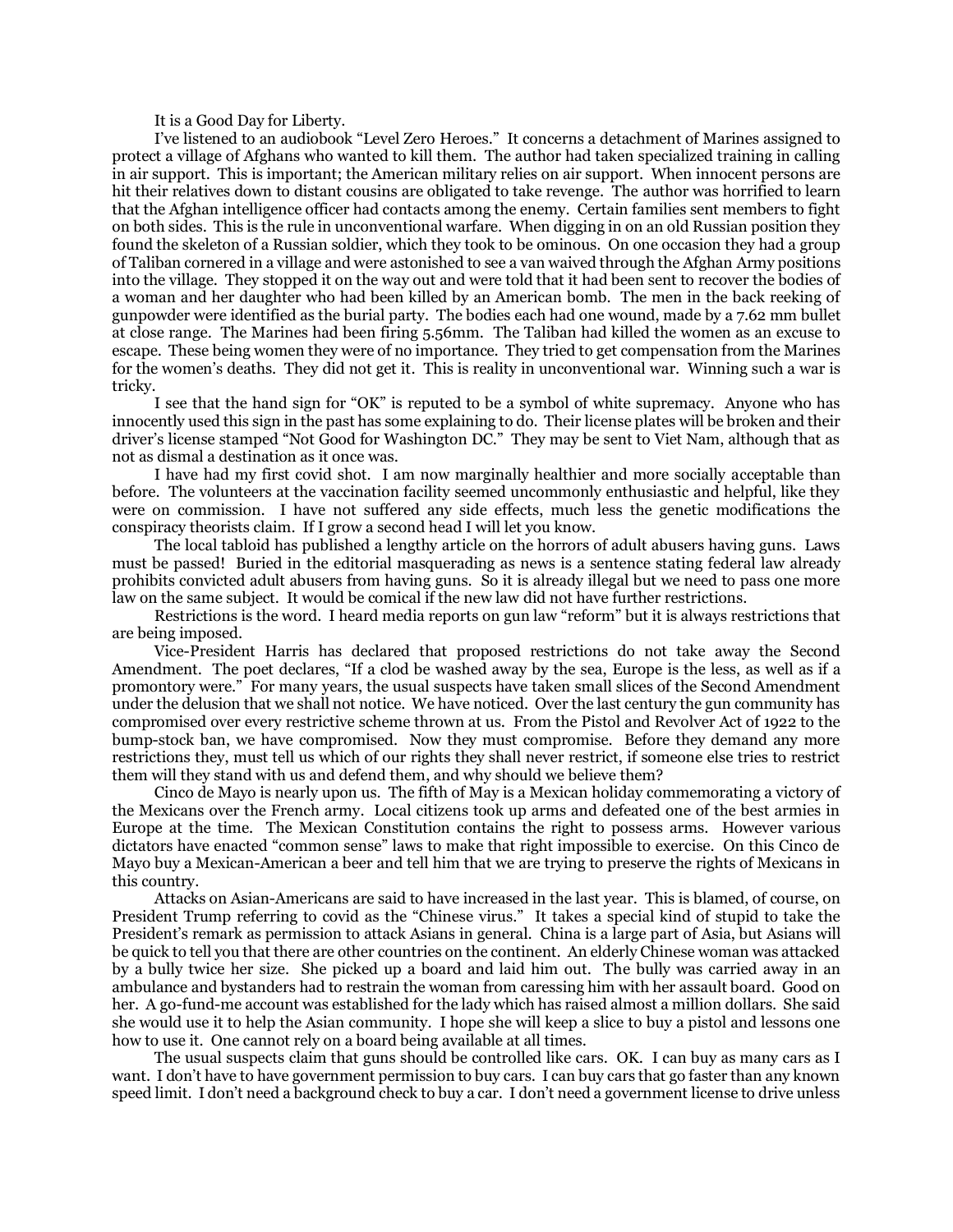It is a Good Day for Liberty.

I've listened to an audiobook "Level Zero Heroes." It concerns a detachment of Marines assigned to protect a village of Afghans who wanted to kill them. The author had taken specialized training in calling in air support. This is important; the American military relies on air support. When innocent persons are hit their relatives down to distant cousins are obligated to take revenge. The author was horrified to learn that the Afghan intelligence officer had contacts among the enemy. Certain families sent members to fight on both sides. This is the rule in unconventional warfare. When digging in on an old Russian position they found the skeleton of a Russian soldier, which they took to be ominous. On one occasion they had a group of Taliban cornered in a village and were astonished to see a van waived through the Afghan Army positions into the village. They stopped it on the way out and were told that it had been sent to recover the bodies of a woman and her daughter who had been killed by an American bomb. The men in the back reeking of gunpowder were identified as the burial party. The bodies each had one wound, made by a 7.62 mm bullet at close range. The Marines had been firing 5.56mm. The Taliban had killed the women as an excuse to escape. These being women they were of no importance. They tried to get compensation from the Marines for the women's deaths. They did not get it. This is reality in unconventional war. Winning such a war is tricky.

I see that the hand sign for "OK" is reputed to be a symbol of white supremacy. Anyone who has innocently used this sign in the past has some explaining to do. Their license plates will be broken and their driver's license stamped "Not Good for Washington DC." They may be sent to Viet Nam, although that as not as dismal a destination as it once was.

I have had my first covid shot. I am now marginally healthier and more socially acceptable than before. The volunteers at the vaccination facility seemed uncommonly enthusiastic and helpful, like they were on commission. I have not suffered any side effects, much less the genetic modifications the conspiracy theorists claim. If I grow a second head I will let you know.

The local tabloid has published a lengthy article on the horrors of adult abusers having guns. Laws must be passed! Buried in the editorial masquerading as news is a sentence stating federal law already prohibits convicted adult abusers from having guns. So it is already illegal but we need to pass one more law on the same subject. It would be comical if the new law did not have further restrictions.

Restrictions is the word. I heard media reports on gun law "reform" but it is always restrictions that are being imposed.

Vice-President Harris has declared that proposed restrictions do not take away the Second Amendment. The poet declares, "If a clod be washed away by the sea, Europe is the less, as well as if a promontory were." For many years, the usual suspects have taken small slices of the Second Amendment under the delusion that we shall not notice. We have noticed. Over the last century the gun community has compromised over every restrictive scheme thrown at us. From the Pistol and Revolver Act of 1922 to the bump-stock ban, we have compromised. Now they must compromise. Before they demand any more restrictions they, must tell us which of our rights they shall never restrict, if someone else tries to restrict them will they stand with us and defend them, and why should we believe them?

Cinco de Mayo is nearly upon us. The fifth of May is a Mexican holiday commemorating a victory of the Mexicans over the French army. Local citizens took up arms and defeated one of the best armies in Europe at the time. The Mexican Constitution contains the right to possess arms. However various dictators have enacted "common sense" laws to make that right impossible to exercise. On this Cinco de Mayo buy a Mexican-American a beer and tell him that we are trying to preserve the rights of Mexicans in this country.

Attacks on Asian-Americans are said to have increased in the last year. This is blamed, of course, on President Trump referring to covid as the "Chinese virus." It takes a special kind of stupid to take the President's remark as permission to attack Asians in general. China is a large part of Asia, but Asians will be quick to tell you that there are other countries on the continent. An elderly Chinese woman was attacked by a bully twice her size. She picked up a board and laid him out. The bully was carried away in an ambulance and bystanders had to restrain the woman from caressing him with her assault board. Good on her. A go-fund-me account was established for the lady which has raised almost a million dollars. She said she would use it to help the Asian community. I hope she will keep a slice to buy a pistol and lessons one how to use it. One cannot rely on a board being available at all times.

The usual suspects claim that guns should be controlled like cars. OK. I can buy as many cars as I want. I don't have to have government permission to buy cars. I can buy cars that go faster than any known speed limit. I don't need a background check to buy a car. I don't need a government license to drive unless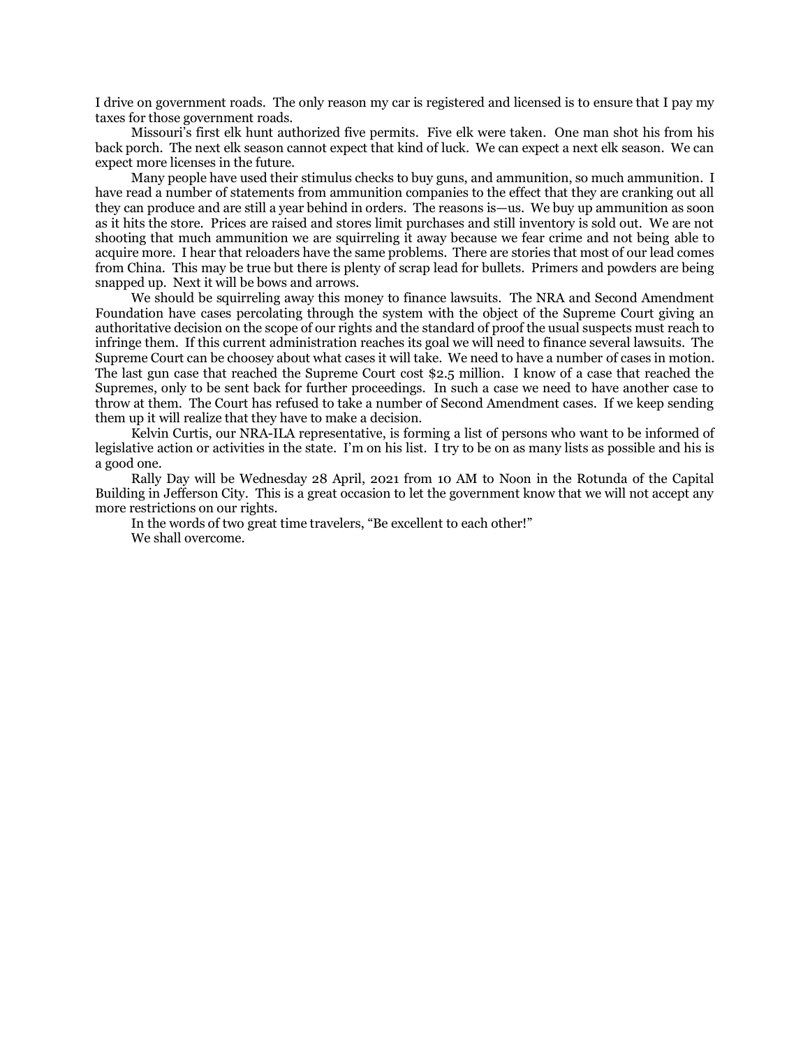I drive on government roads. The only reason my car is registered and licensed is to ensure that I pay my taxes for those government roads.

Missouri's first elk hunt authorized five permits. Five elk were taken. One man shot his from his back porch. The next elk season cannot expect that kind of luck. We can expect a next elk season. We can expect more licenses in the future.

Many people have used their stimulus checks to buy guns, and ammunition, so much ammunition. I have read a number of statements from ammunition companies to the effect that they are cranking out all they can produce and are still a year behind in orders. The reasons is—us. We buy up ammunition as soon as it hits the store. Prices are raised and stores limit purchases and still inventory is sold out. We are not shooting that much ammunition we are squirreling it away because we fear crime and not being able to acquire more. I hear that reloaders have the same problems. There are stories that most of our lead comes from China. This may be true but there is plenty of scrap lead for bullets. Primers and powders are being snapped up. Next it will be bows and arrows.

We should be squirreling away this money to finance lawsuits. The NRA and Second Amendment Foundation have cases percolating through the system with the object of the Supreme Court giving an authoritative decision on the scope of our rights and the standard of proof the usual suspects must reach to infringe them. If this current administration reaches its goal we will need to finance several lawsuits. The Supreme Court can be choosey about what cases it will take. We need to have a number of cases in motion. The last gun case that reached the Supreme Court cost $2.5 million. I know of a case that reached the Supremes, only to be sent back for further proceedings. In such a case we need to have another case to throw at them. The Court has refused to take a number of Second Amendment cases. If we keep sending them up it will realize that they have to make a decision.

Kelvin Curtis, our NRA-ILA representative, is forming a list of persons who want to be informed of legislative action or activities in the state. I'm on his list. I try to be on as many lists as possible and his is a good one.

Rally Day will be Wednesday 28 April, 2021 from 10 AM to Noon in the Rotunda of the Capital Building in Jefferson City. This is a great occasion to let the government know that we will not accept any more restrictions on our rights.

In the words of two great time travelers, "Be excellent to each other!"

We shall overcome.